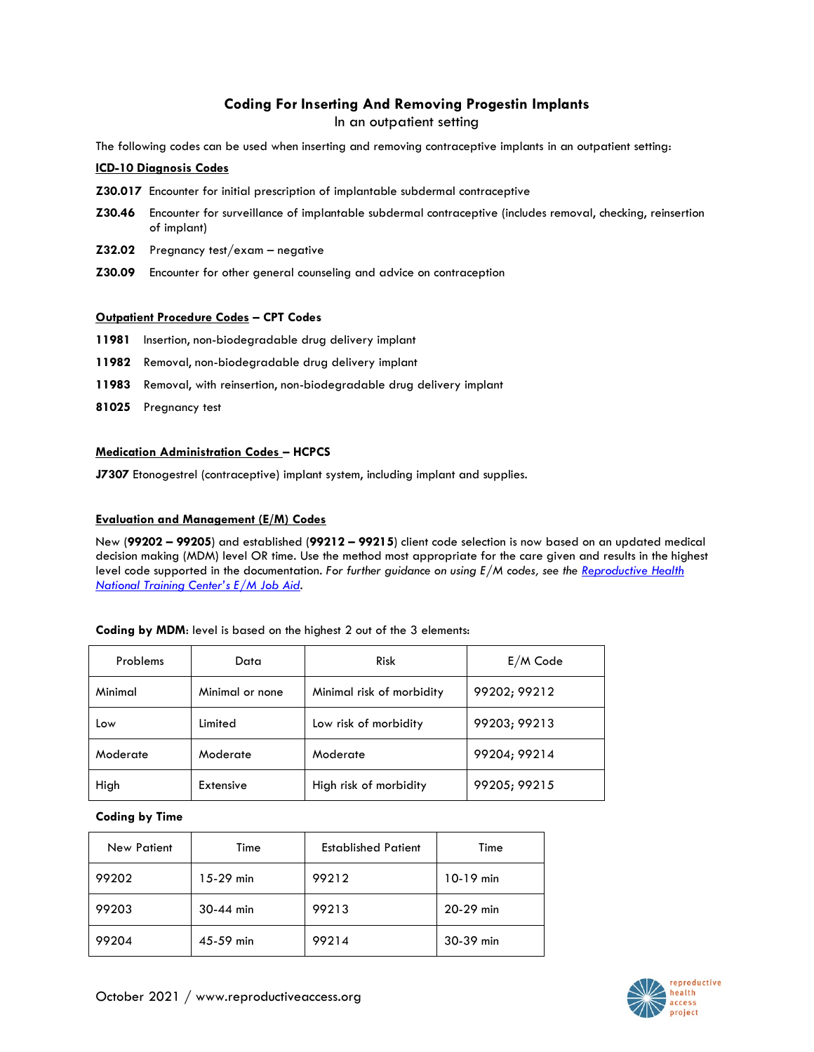# Coding For Inserting And Removing Progestin Implants

In an outpatient setting

The following codes can be used when inserting and removing contraceptive implants in an outpatient setting:

## ICD-10 Diagnosis Codes

**Z30.017** Encounter for initial prescription of implantable subdermal contraceptive

**Z30.46** Encounter for surveillance of implantable subdermal contraceptive (includes removal, checking, reinsertion of implant)

**Z32.02** Pregnancy test/exam – negative

**Z30.09** Encounter for other general counseling and advice on contraception

## Outpatient Procedure Codes – CPT Codes

**11981** Insertion, non-biodegradable drug delivery implant

**11982** Removal, non-biodegradable drug delivery implant

**11983** Removal, with reinsertion, non-biodegradable drug delivery implant

**81025** Pregnancy test

## Medication Administration Codes – HCPCS

**J7307** Etonogestrel (contraceptive) implant system, including implant and supplies.

## Evaluation and Management (E/M) Codes

New (**99202 – 99205**) and established (**99212 – 99215**) client code selection is now based on an updated medical decision making (MDM) level OR time. Use the method most appropriate for the care given and results in the highest level code supported in the documentation. *For further guidance on using E/M codes, see the Reproductive Health National Training Center's E/M Job Aid.*

**Coding by MDM**: level is based on the highest 2 out of the 3 elements:

| Problems | Data | Risk | E/M Code |
|---|---|---|---|
| Minimal | Minimal or none | Minimal risk of morbidity | 99202; 99212 |
| Low | Limited | Low risk of morbidity | 99203; 99213 |
| Moderate | Moderate | Moderate | 99204; 99214 |
| High | Extensive | High risk of morbidity | 99205; 99215 |

**Coding by Time**

| New Patient | Time | Established Patient | Time |
|---|---|---|---|
| 99202 | 15-29 min | 99212 | 10-19 min |
| 99203 | 30-44 min | 99213 | 20-29 min |
| 99204 | 45-59 min | 99214 | 30-39 min |

October 2021 / www.reproductiveaccess.org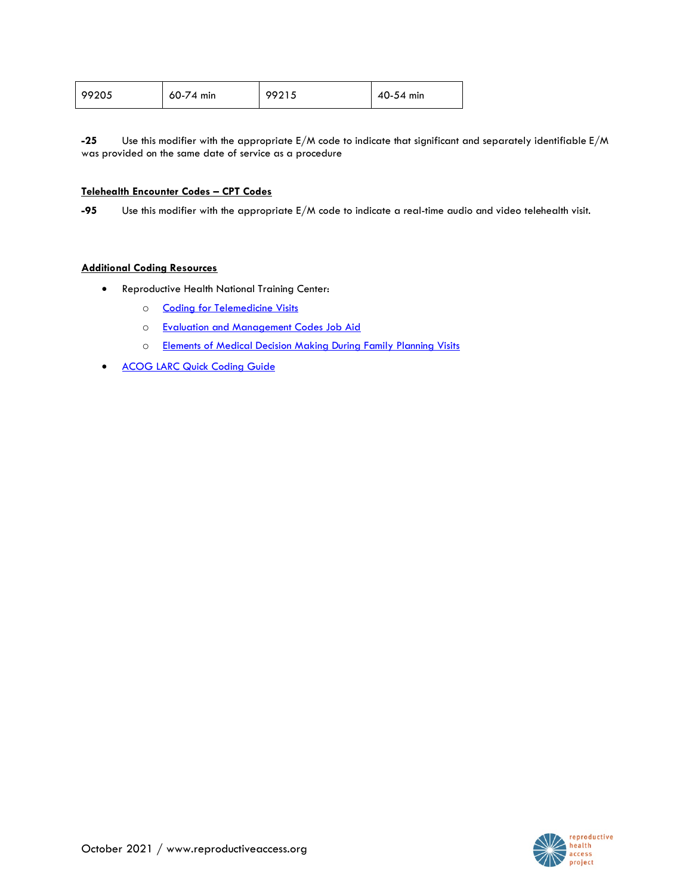| | | | |
|---|---|---|---|
| 99205 | 60-74 min | 99215 | 40-54 min |

**-25** Use this modifier with the appropriate E/M code to indicate that significant and separately identifiable E/M was provided on the same date of service as a procedure

**Telehealth Encounter Codes – CPT Codes**

**-95** Use this modifier with the appropriate E/M code to indicate a real-time audio and video telehealth visit.

**Additional Coding Resources**

- Reproductive Health National Training Center:
  - Coding for Telemedicine Visits
  - Evaluation and Management Codes Job Aid
  - Elements of Medical Decision Making During Family Planning Visits
- ACOG LARC Quick Coding Guide